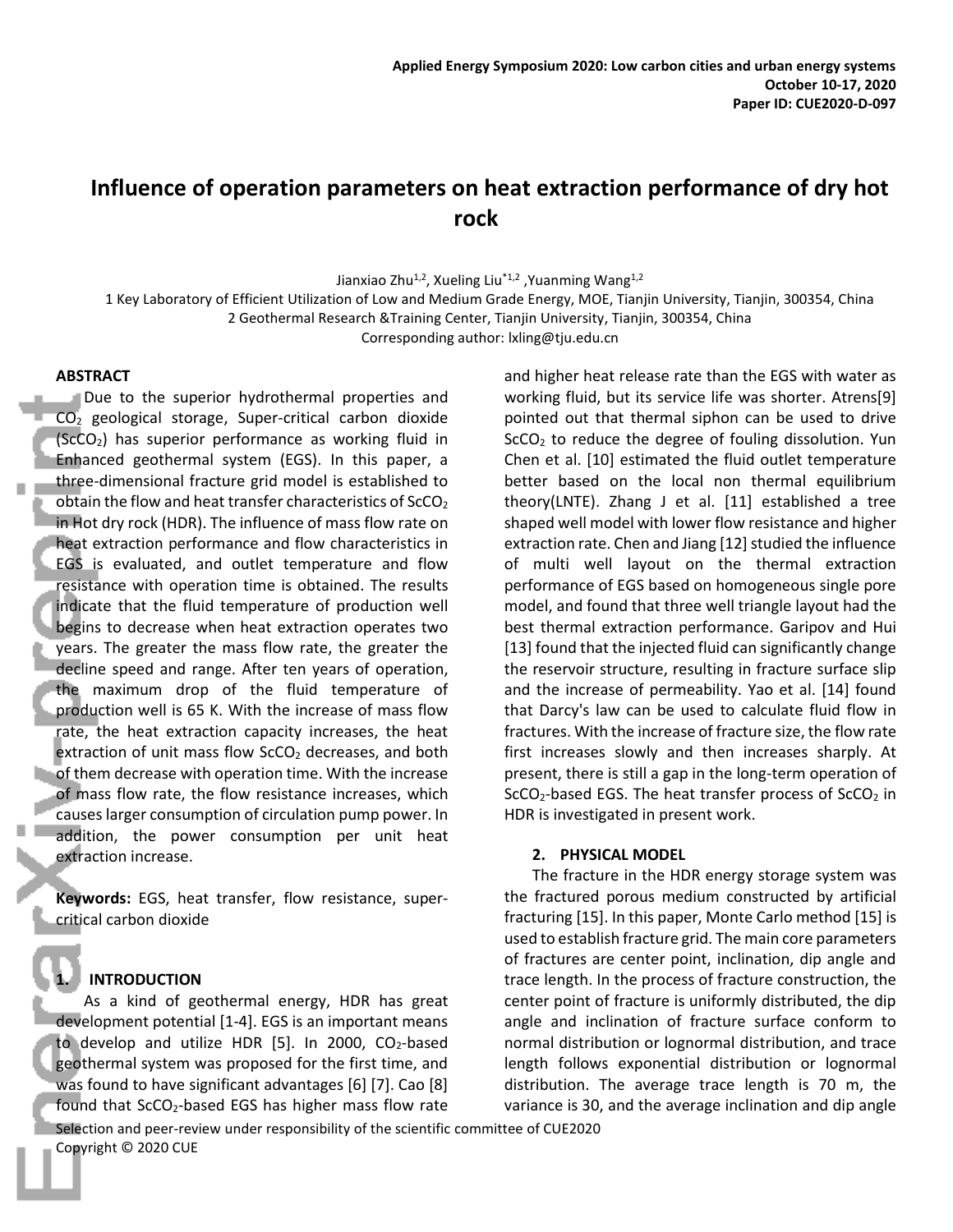# Influence of operation parameters on heat extraction performance of dry hot rock

Jianxiao Zhu[1,2], Xueling Liu[*1,2], Yuanming Wang[1,2]

1 Key Laboratory of Efficient Utilization of Low and Medium Grade Energy, MOE, Tianjin University, Tianjin, 300354, China

2 Geothermal Research &Training Center, Tianjin University, Tianjin, 300354, China

Corresponding author: lxling@tju.edu.cn

## ABSTRACT

Due to the superior hydrothermal properties and $CO_2$ geological storage, Super-critical carbon dioxide ($ScCO_2$) has superior performance as working fluid in Enhanced geothermal system (EGS). In this paper, a three-dimensional fracture grid model is established to obtain the flow and heat transfer characteristics of $ScCO_2$ in Hot dry rock (HDR). The influence of mass flow rate on heat extraction performance and flow characteristics in EGS is evaluated, and outlet temperature and flow resistance with operation time is obtained. The results indicate that the fluid temperature of production well begins to decrease when heat extraction operates two years. The greater the mass flow rate, the greater the decline speed and range. After ten years of operation, the maximum drop of the fluid temperature of production well is 65 K. With the increase of mass flow rate, the heat extraction capacity increases, the heat extraction of unit mass flow $ScCO_2$ decreases, and both of them decrease with operation time. With the increase of mass flow rate, the flow resistance increases, which causes larger consumption of circulation pump power. In addition, the power consumption per unit heat extraction increase.

**Keywords:** EGS, heat transfer, flow resistance, super-critical carbon dioxide

## 1. INTRODUCTION

As a kind of geothermal energy, HDR has great development potential [1-4]. EGS is an important means to develop and utilize HDR [5]. In 2000, $CO_2$-based geothermal system was proposed for the first time, and was found to have significant advantages [6] [7]. Cao [8] found that $ScCO_2$-based EGS has higher mass flow rate and higher heat release rate than the EGS with water as working fluid, but its service life was shorter. Atrens[9] pointed out that thermal siphon can be used to drive $ScCO_2$ to reduce the degree of fouling dissolution. Yun Chen et al. [10] estimated the fluid outlet temperature better based on the local non thermal equilibrium theory(LNTE). Zhang J et al. [11] established a tree shaped well model with lower flow resistance and higher extraction rate. Chen and Jiang [12] studied the influence of multi well layout on the thermal extraction performance of EGS based on homogeneous single pore model, and found that three well triangle layout had the best thermal extraction performance. Garipov and Hui [13] found that the injected fluid can significantly change the reservoir structure, resulting in fracture surface slip and the increase of permeability. Yao et al. [14] found that Darcy's law can be used to calculate fluid flow in fractures. With the increase of fracture size, the flow rate first increases slowly and then increases sharply. At present, there is still a gap in the long-term operation of $ScCO_2$-based EGS. The heat transfer process of $ScCO_2$ in HDR is investigated in present work.

## 2. PHYSICAL MODEL

The fracture in the HDR energy storage system was the fractured porous medium constructed by artificial fracturing [15]. In this paper, Monte Carlo method [15] is used to establish fracture grid. The main core parameters of fractures are center point, inclination, dip angle and trace length. In the process of fracture construction, the center point of fracture is uniformly distributed, the dip angle and inclination of fracture surface conform to normal distribution or lognormal distribution, and trace length follows exponential distribution or lognormal distribution. The average trace length is 70 m, the variance is 30, and the average inclination and dip angle

Selection and peer-review under responsibility of the scientific committee of CUE2020
Copyright © 2020 CUE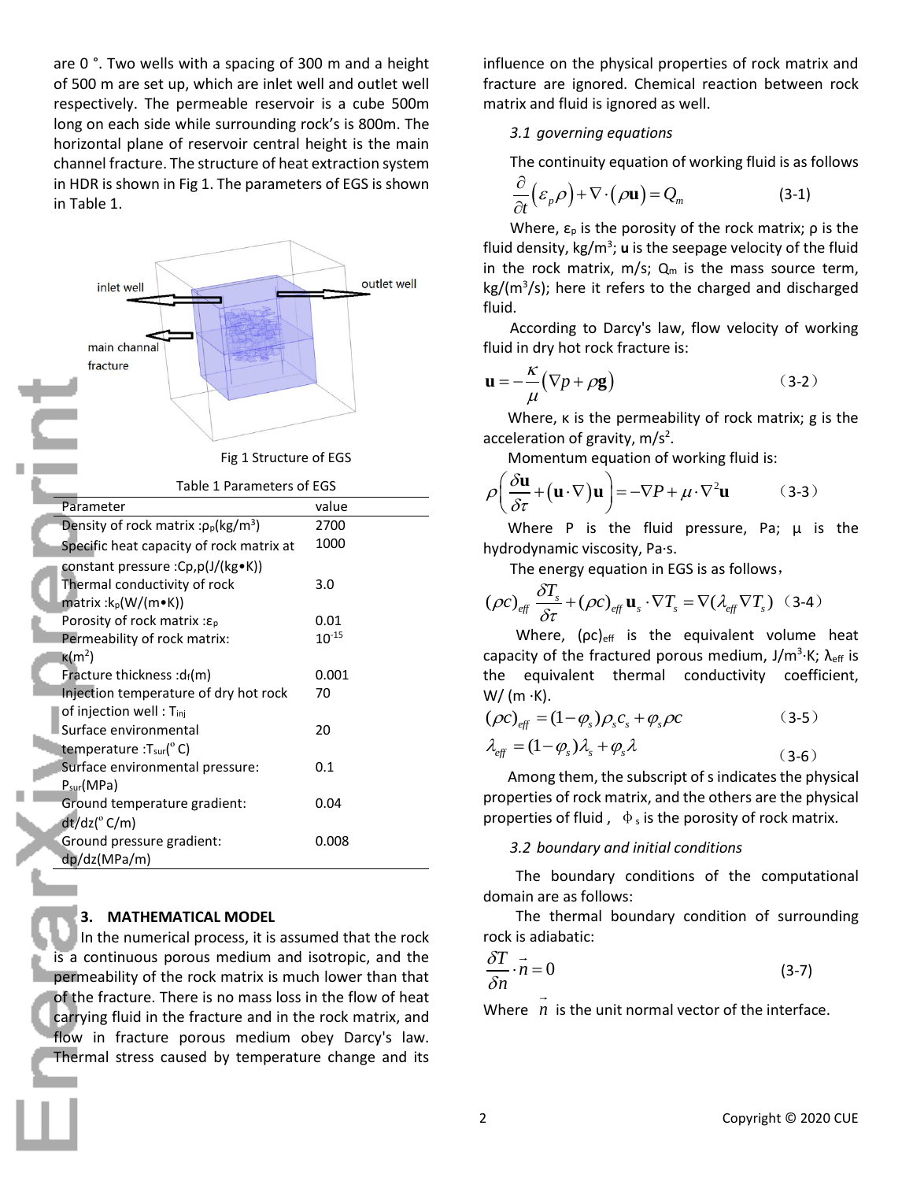are 0 °. Two wells with a spacing of 300 m and a height of 500 m are set up, which are inlet well and outlet well respectively. The permeable reservoir is a cube 500m long on each side while surrounding rock's is 800m. The horizontal plane of reservoir central height is the main channel fracture. The structure of heat extraction system in HDR is shown in Fig 1. The parameters of EGS is shown in Table 1.

Fig 1 Structure of EGS

Table 1 Parameters of EGS

| Parameter | value |
|---|---|
| Density of rock matrix : $\rho_p$(kg/m$^3$) | 2700 |
| Specific heat capacity of rock matrix at constant pressure : $C_{p,p}$(J/(kg•K)) | 1000 |
| Thermal conductivity of rock matrix : $k_p$(W/(m•K)) | 3.0 |
| Porosity of rock matrix : $\varepsilon_p$ | 0.01 |
| Permeability of rock matrix: $\kappa$(m$^2$) | $10^{-15}$ |
| Fracture thickness : $d_f$(m) | 0.001 |
| Injection temperature of dry hot rock of injection well : $T_{inj}$ | 70 |
| Surface environmental temperature : $T_{sur}$(°C) | 20 |
| Surface environmental pressure: $P_{sur}$(MPa) | 0.1 |
| Ground temperature gradient: dt/dz(°C/m) | 0.04 |
| Ground pressure gradient: dp/dz(MPa/m) | 0.008 |

## 3. MATHEMATICAL MODEL

In the numerical process, it is assumed that the rock is a continuous porous medium and isotropic, and the permeability of the rock matrix is much lower than that of the fracture. There is no mass loss in the flow of heat carrying fluid in the fracture and in the rock matrix, and flow in fracture porous medium obey Darcy's law. Thermal stress caused by temperature change and its influence on the physical properties of rock matrix and fracture are ignored. Chemical reaction between rock matrix and fluid is ignored as well.

### *3.1 governing equations*

The continuity equation of working fluid is as follows

$$\frac{\partial}{\partial t}\left(\varepsilon_p \rho\right)+\nabla\cdot\left(\rho\mathbf{u}\right)=Q_m \tag{3-1}$$

Where, $\varepsilon_p$ is the porosity of the rock matrix; ρ is the fluid density, kg/m$^3$; **u** is the seepage velocity of the fluid in the rock matrix, m/s; $Q_m$ is the mass source term, kg/(m$^3$/s); here it refers to the charged and discharged fluid.

According to Darcy's law, flow velocity of working fluid in dry hot rock fracture is:

$$\mathbf{u}=-\frac{\kappa}{\mu}\left(\nabla p+\rho\mathbf{g}\right) \tag{3-2}$$

Where, κ is the permeability of rock matrix; g is the acceleration of gravity, m/s$^2$.

Momentum equation of working fluid is:

$$\rho\left(\frac{\delta\mathbf{u}}{\delta\tau}+\left(\mathbf{u}\cdot\nabla\right)\mathbf{u}\right)=-\nabla P+\mu\cdot\nabla^2\mathbf{u} \tag{3-3}$$

Where P is the fluid pressure, Pa; μ is the hydrodynamic viscosity, Pa·s.

The energy equation in EGS is as follows，

$$(\rho c)_{eff}\frac{\delta T_s}{\delta\tau}+(\rho c)_{eff}\mathbf{u}_s\cdot\nabla T_s=\nabla(\lambda_{eff}\nabla T_s) \tag{3-4}$$

Where, $(\rho c)_{eff}$ is the equivalent volume heat capacity of the fractured porous medium, J/m$^3$·K; $\lambda_{eff}$ is the equivalent thermal conductivity coefficient, W/ (m ·K).

$$(\rho c)_{eff}=(1-\varphi_s)\rho_s c_s+\varphi_s\rho c \tag{3-5}$$

$$\lambda_{eff}=(1-\varphi_s)\lambda_s+\varphi_s\lambda \tag{3-6}$$

Among them, the subscript of s indicates the physical properties of rock matrix, and the others are the physical properties of fluid， $\Phi_s$ is the porosity of rock matrix.

### *3.2 boundary and initial conditions*

The boundary conditions of the computational domain are as follows:

The thermal boundary condition of surrounding rock is adiabatic:

$$\frac{\delta T}{\delta n}\cdot\vec{n}=0 \tag{3-7}$$

Where $\vec{n}$ is the unit normal vector of the interface.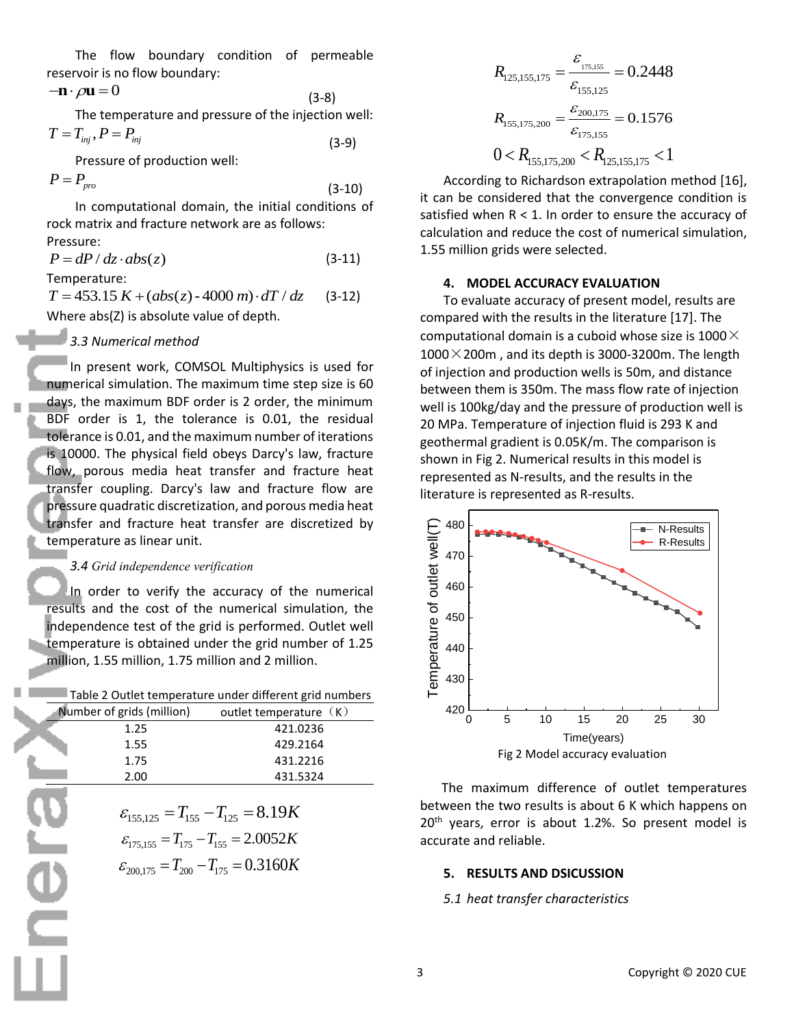The flow boundary condition of permeable reservoir is no flow boundary:

$$-\mathbf{n}\cdot\rho\mathbf{u}=0 \tag{3-8}$$

The temperature and pressure of the injection well:

$$T=T_{inj}, P=P_{inj} \tag{3-9}$$

Pressure of production well:

$$P=P_{pro} \tag{3-10}$$

In computational domain, the initial conditions of rock matrix and fracture network are as follows:

Pressure:

$$P=dP/dz\cdot abs(z) \tag{3-11}$$

Temperature:

$$T=453.15\,K+(abs(z)-4000\,m)\cdot dT/dz \tag{3-12}$$

Where abs(Z) is absolute value of depth.

### *3.3 Numerical method*

In present work, COMSOL Multiphysics is used for numerical simulation. The maximum time step size is 60 days, the maximum BDF order is 2 order, the minimum BDF order is 1, the tolerance is 0.01, the residual tolerance is 0.01, and the maximum number of iterations is 10000. The physical field obeys Darcy's law, fracture flow, porous media heat transfer and fracture heat transfer coupling. Darcy's law and fracture flow are pressure quadratic discretization, and porous media heat transfer and fracture heat transfer are discretized by temperature as linear unit.

### *3.4 Grid independence verification*

In order to verify the accuracy of the numerical results and the cost of the numerical simulation, the independence test of the grid is performed. Outlet well temperature is obtained under the grid number of 1.25 million, 1.55 million, 1.75 million and 2 million.

Table 2 Outlet temperature under different grid numbers

| Number of grids (million) | outlet temperature（K） |
|---|---|
| 1.25 | 421.0236 |
| 1.55 | 429.2164 |
| 1.75 | 431.2216 |
| 2.00 | 431.5324 |

$$\varepsilon_{155,125}=T_{155}-T_{125}=8.19K$$

$$\varepsilon_{175,155}=T_{175}-T_{155}=2.0052K$$

$$\varepsilon_{200,175}=T_{200}-T_{175}=0.3160K$$

$$R_{125,155,175}=\frac{\varepsilon_{175,155}}{\varepsilon_{155,125}}=0.2448$$

$$R_{155,175,200}=\frac{\varepsilon_{200,175}}{\varepsilon_{175,155}}=0.1576$$

$$0<R_{155,175,200}<R_{125,155,175}<1$$

According to Richardson extrapolation method [16], it can be considered that the convergence condition is satisfied when R < 1. In order to ensure the accuracy of calculation and reduce the cost of numerical simulation, 1.55 million grids were selected.

## 4. MODEL ACCURACY EVALUATION

To evaluate accuracy of present model, results are compared with the results in the literature [17]. The computational domain is a cuboid whose size is 1000×1000×200m , and its depth is 3000-3200m. The length of injection and production wells is 50m, and distance between them is 350m. The mass flow rate of injection well is 100kg/day and the pressure of production well is 20 MPa. Temperature of injection fluid is 293 K and geothermal gradient is 0.05K/m. The comparison is shown in Fig 2. Numerical results in this model is represented as N-results, and the results in the literature is represented as R-results.

Fig 2 Model accuracy evaluation

The maximum difference of outlet temperatures between the two results is about 6 K which happens on 20th years, error is about 1.2%. So present model is accurate and reliable.

## 5. RESULTS AND DSICUSSION

### *5.1 heat transfer characteristics*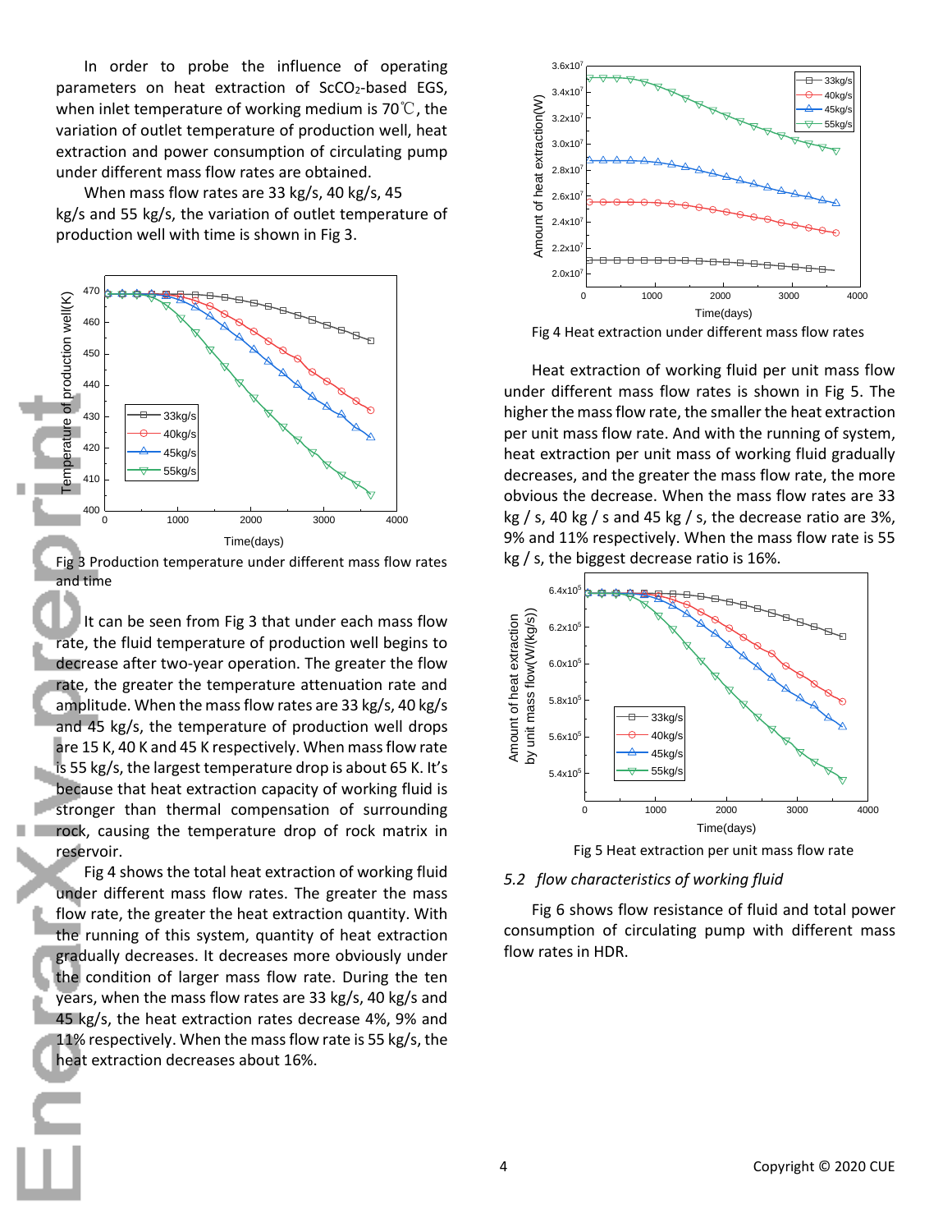In order to probe the influence of operating parameters on heat extraction of $ScCO_2$-based EGS, when inlet temperature of working medium is 70℃, the variation of outlet temperature of production well, heat extraction and power consumption of circulating pump under different mass flow rates are obtained.

When mass flow rates are 33 kg/s, 40 kg/s, 45 kg/s and 55 kg/s, the variation of outlet temperature of production well with time is shown in Fig 3.

Fig 3 Production temperature under different mass flow rates and time

It can be seen from Fig 3 that under each mass flow rate, the fluid temperature of production well begins to decrease after two-year operation. The greater the flow rate, the greater the temperature attenuation rate and amplitude. When the mass flow rates are 33 kg/s, 40 kg/s and 45 kg/s, the temperature of production well drops are 15 K, 40 K and 45 K respectively. When mass flow rate is 55 kg/s, the largest temperature drop is about 65 K. It's because that heat extraction capacity of working fluid is stronger than thermal compensation of surrounding rock, causing the temperature drop of rock matrix in reservoir.

Fig 4 shows the total heat extraction of working fluid under different mass flow rates. The greater the mass flow rate, the greater the heat extraction quantity. With the running of this system, quantity of heat extraction gradually decreases. It decreases more obviously under the condition of larger mass flow rate. During the ten years, when the mass flow rates are 33 kg/s, 40 kg/s and 45 kg/s, the heat extraction rates decrease 4%, 9% and 11% respectively. When the mass flow rate is 55 kg/s, the heat extraction decreases about 16%.

Fig 4 Heat extraction under different mass flow rates

Heat extraction of working fluid per unit mass flow under different mass flow rates is shown in Fig 5. The higher the mass flow rate, the smaller the heat extraction per unit mass flow rate. And with the running of system, heat extraction per unit mass of working fluid gradually decreases, and the greater the mass flow rate, the more obvious the decrease. When the mass flow rates are 33 kg / s, 40 kg / s and 45 kg / s, the decrease ratio are 3%, 9% and 11% respectively. When the mass flow rate is 55 kg / s, the biggest decrease ratio is 16%.

Fig 5 Heat extraction per unit mass flow rate

### 5.2 *flow characteristics of working fluid*

Fig 6 shows flow resistance of fluid and total power consumption of circulating pump with different mass flow rates in HDR.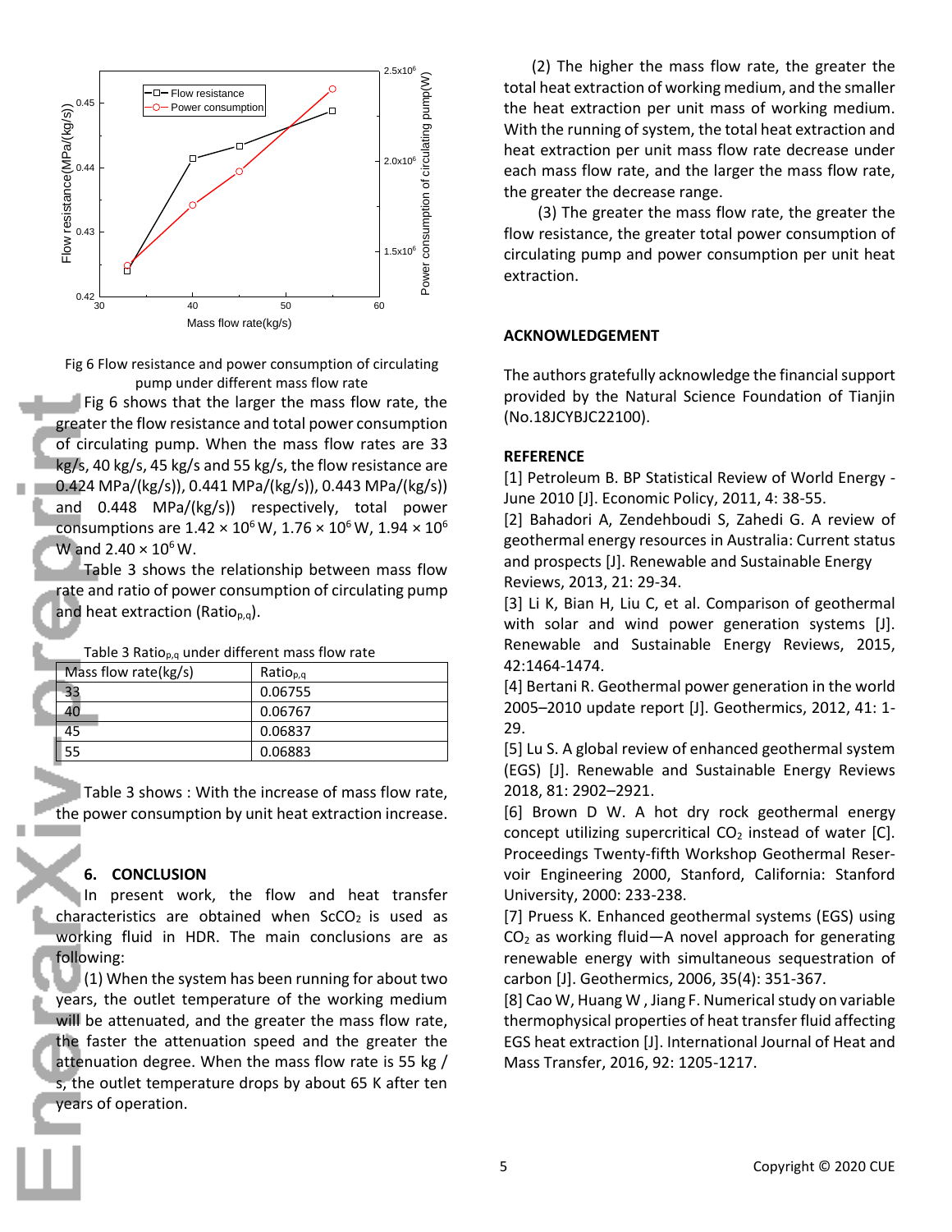Fig 6 Flow resistance and power consumption of circulating pump under different mass flow rate

Fig 6 shows that the larger the mass flow rate, the greater the flow resistance and total power consumption of circulating pump. When the mass flow rates are 33 kg/s, 40 kg/s, 45 kg/s and 55 kg/s, the flow resistance are 0.424 MPa/(kg/s)), 0.441 MPa/(kg/s)), 0.443 MPa/(kg/s)) and 0.448 MPa/(kg/s)) respectively, total power consumptions are $1.42 \times 10^6$ W, $1.76 \times 10^6$ W, $1.94 \times 10^6$ W and $2.40 \times 10^6$ W.

Table 3 shows the relationship between mass flow rate and ratio of power consumption of circulating pump and heat extraction ($Ratio_{p,q}$).

Table 3 $Ratio_{p,q}$ under different mass flow rate

| Mass flow rate(kg/s) | $Ratio_{p,q}$ |
|---|---|
| 33 | 0.06755 |
| 40 | 0.06767 |
| 45 | 0.06837 |
| 55 | 0.06883 |

Table 3 shows : With the increase of mass flow rate, the power consumption by unit heat extraction increase.

## 6. CONCLUSION

In present work, the flow and heat transfer characteristics are obtained when $ScCO_2$ is used as working fluid in HDR. The main conclusions are as following:

(1) When the system has been running for about two years, the outlet temperature of the working medium will be attenuated, and the greater the mass flow rate, the faster the attenuation speed and the greater the attenuation degree. When the mass flow rate is 55 kg / s, the outlet temperature drops by about 65 K after ten years of operation.

(2) The higher the mass flow rate, the greater the total heat extraction of working medium, and the smaller the heat extraction per unit mass of working medium. With the running of system, the total heat extraction and heat extraction per unit mass flow rate decrease under each mass flow rate, and the larger the mass flow rate, the greater the decrease range.

(3) The greater the mass flow rate, the greater the flow resistance, the greater total power consumption of circulating pump and power consumption per unit heat extraction.

## ACKNOWLEDGEMENT

The authors gratefully acknowledge the financial support provided by the Natural Science Foundation of Tianjin (No.18JCYBJC22100).

## REFERENCE

[1] Petroleum B. BP Statistical Review of World Energy - June 2010 [J]. Economic Policy, 2011, 4: 38-55.

[2] Bahadori A, Zendehboudi S, Zahedi G. A review of geothermal energy resources in Australia: Current status and prospects [J]. Renewable and Sustainable Energy Reviews, 2013, 21: 29-34.

[3] Li K, Bian H, Liu C, et al. Comparison of geothermal with solar and wind power generation systems [J]. Renewable and Sustainable Energy Reviews, 2015, 42:1464-1474.

[4] Bertani R. Geothermal power generation in the world 2005–2010 update report [J]. Geothermics, 2012, 41: 1-29.

[5] Lu S. A global review of enhanced geothermal system (EGS) [J]. Renewable and Sustainable Energy Reviews 2018, 81: 2902–2921.

[6] Brown D W. A hot dry rock geothermal energy concept utilizing supercritical $CO_2$ instead of water [C]. Proceedings Twenty-fifth Workshop Geothermal Reservoir Engineering 2000, Stanford, California: Stanford University, 2000: 233-238.

[7] Pruess K. Enhanced geothermal systems (EGS) using $CO_2$ as working fluid—A novel approach for generating renewable energy with simultaneous sequestration of carbon [J]. Geothermics, 2006, 35(4): 351-367.

[8] Cao W, Huang W , Jiang F. Numerical study on variable thermophysical properties of heat transfer fluid affecting EGS heat extraction [J]. International Journal of Heat and Mass Transfer, 2016, 92: 1205-1217.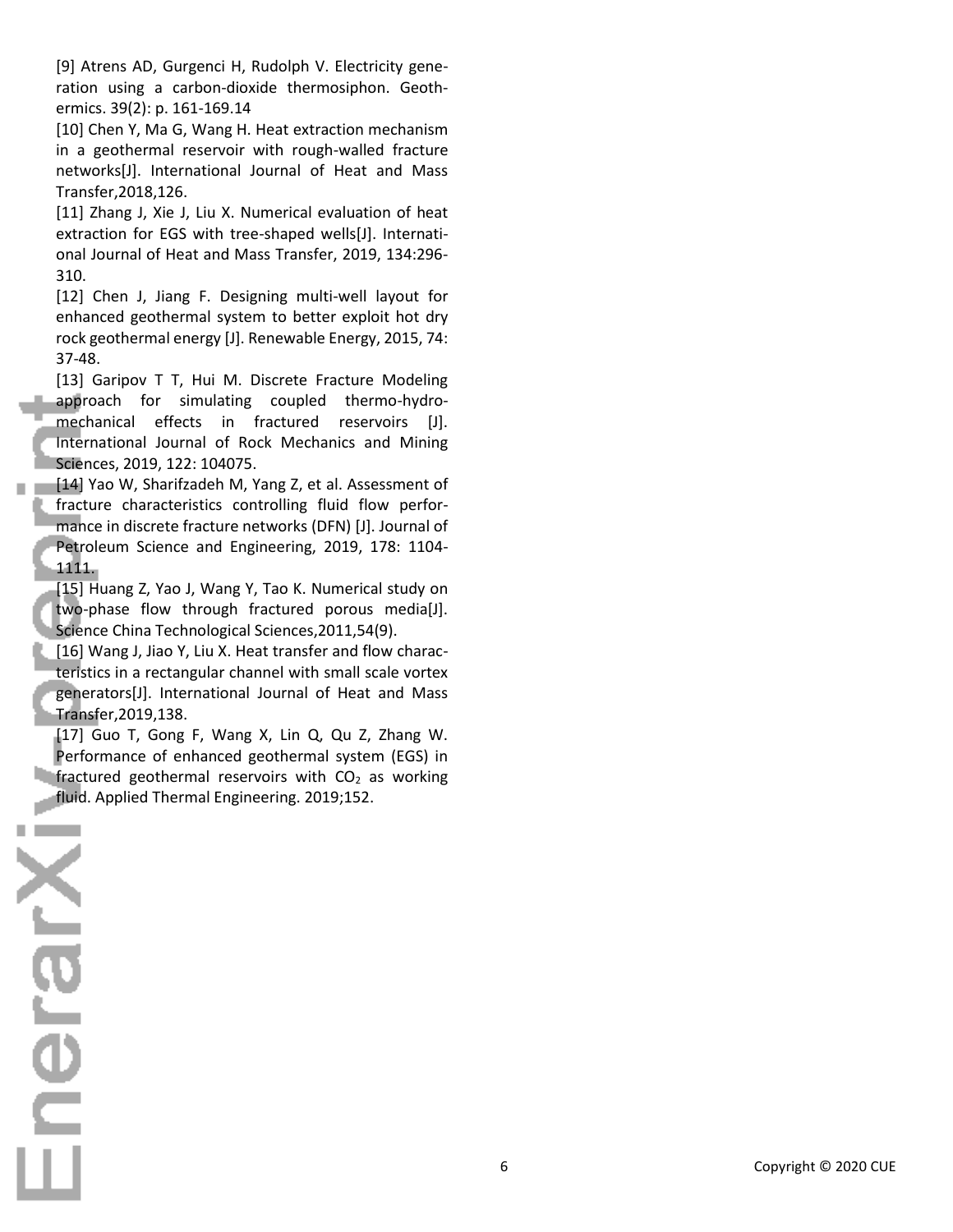[9] Atrens AD, Gurgenci H, Rudolph V. Electricity generation using a carbon-dioxide thermosiphon. Geothermics. 39(2): p. 161-169.14

[10] Chen Y, Ma G, Wang H. Heat extraction mechanism in a geothermal reservoir with rough-walled fracture networks[J]. International Journal of Heat and Mass Transfer,2018,126.

[11] Zhang J, Xie J, Liu X. Numerical evaluation of heat extraction for EGS with tree-shaped wells[J]. International Journal of Heat and Mass Transfer, 2019, 134:296-310.

[12] Chen J, Jiang F. Designing multi-well layout for enhanced geothermal system to better exploit hot dry rock geothermal energy [J]. Renewable Energy, 2015, 74: 37-48.

[13] Garipov T T, Hui M. Discrete Fracture Modeling approach for simulating coupled thermo-hydro-mechanical effects in fractured reservoirs [J]. International Journal of Rock Mechanics and Mining Sciences, 2019, 122: 104075.

[14] Yao W, Sharifzadeh M, Yang Z, et al. Assessment of fracture characteristics controlling fluid flow performance in discrete fracture networks (DFN) [J]. Journal of Petroleum Science and Engineering, 2019, 178: 1104-1111.

[15] Huang Z, Yao J, Wang Y, Tao K. Numerical study on two-phase flow through fractured porous media[J]. Science China Technological Sciences,2011,54(9).

[16] Wang J, Jiao Y, Liu X. Heat transfer and flow characteristics in a rectangular channel with small scale vortex generators[J]. International Journal of Heat and Mass Transfer,2019,138.

[17] Guo T, Gong F, Wang X, Lin Q, Qu Z, Zhang W. Performance of enhanced geothermal system (EGS) in fractured geothermal reservoirs with $CO_2$ as working fluid. Applied Thermal Engineering. 2019;152.